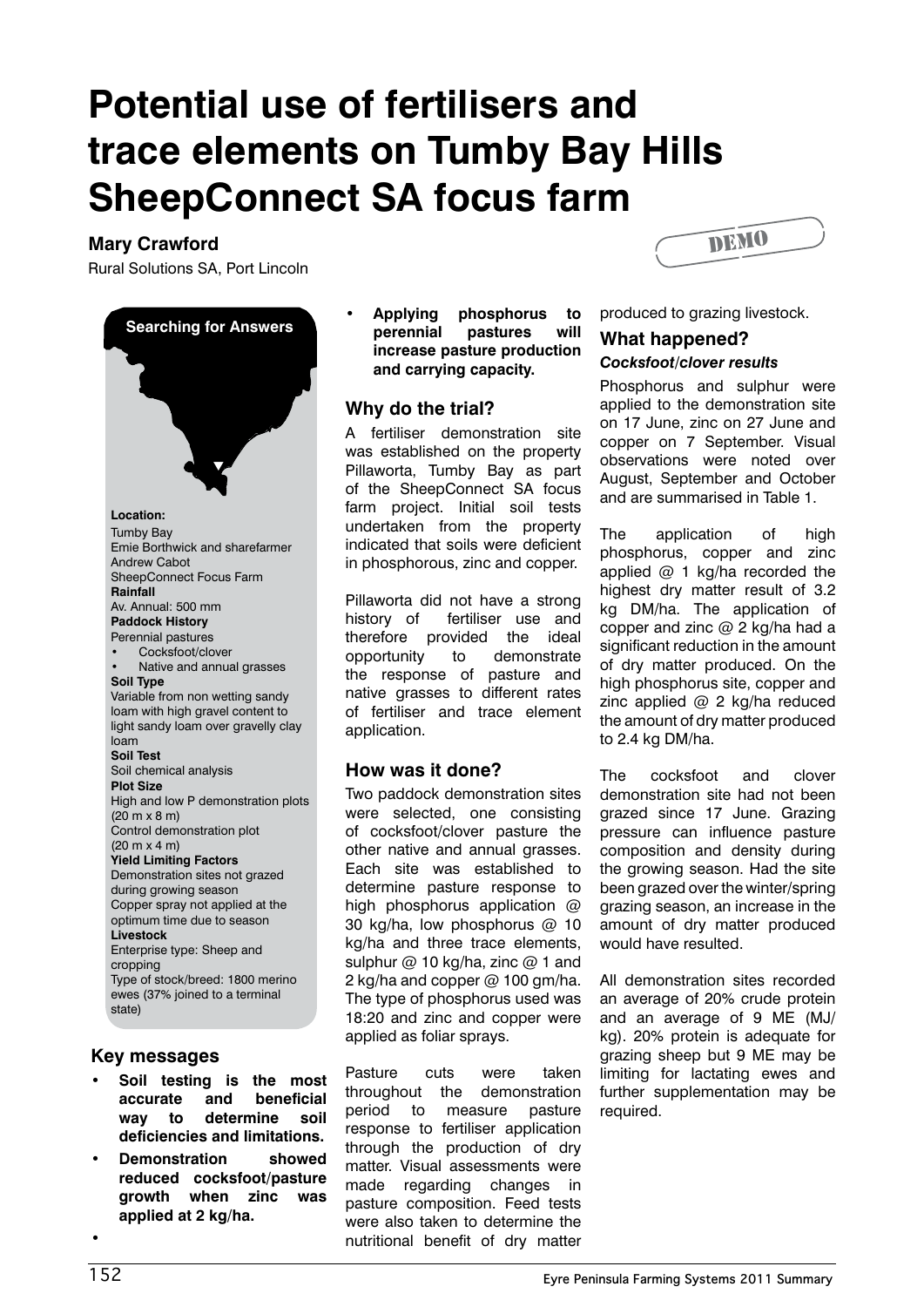# Potential use of fertilisers and trace elements on Tumby Bay Hills SheepConnect SA focus farm

**Mary Crawford**

Rural Solutions SA, Port Lincoln

DEMO

**Searching for Answers**

**Location:**
Tumby Bay
Ernie Borthwick and sharefarmer Andrew Cabot
SheepConnect Focus Farm

**Rainfall**
Av. Annual: 500 mm

**Paddock History**
Perennial pastures
- Cocksfoot/clover
- Native and annual grasses

**Soil Type**
Variable from non wetting sandy loam with high gravel content to light sandy loam over gravelly clay loam

**Soil Test**
Soil chemical analysis

**Plot Size**
High and low P demonstration plots (20 m x 8 m)
Control demonstration plot (20 m x 4 m)

**Yield Limiting Factors**
Demonstration sites not grazed during growing season
Copper spray not applied at the optimum time due to season

**Livestock**
Enterprise type: Sheep and cropping
Type of stock/breed: 1800 merino ewes (37% joined to a terminal state)

## Key messages

- **Soil testing is the most accurate and beneficial way to determine soil deficiencies and limitations.**
- **Demonstration showed reduced cocksfoot/pasture growth when zinc was applied at 2 kg/ha.**
- **Applying phosphorus to perennial pastures will increase pasture production and carrying capacity.**

## Why do the trial?

A fertiliser demonstration site was established on the property Pillaworta, Tumby Bay as part of the SheepConnect SA focus farm project. Initial soil tests undertaken from the property indicated that soils were deficient in phosphorous, zinc and copper.

Pillaworta did not have a strong history of fertiliser use and therefore provided the ideal opportunity to demonstrate the response of pasture and native grasses to different rates of fertiliser and trace element application.

## How was it done?

Two paddock demonstration sites were selected, one consisting of cocksfoot/clover pasture the other native and annual grasses. Each site was established to determine pasture response to high phosphorus application @ 30 kg/ha, low phosphorus @ 10 kg/ha and three trace elements, sulphur @ 10 kg/ha, zinc @ 1 and 2 kg/ha and copper @ 100 gm/ha. The type of phosphorus used was 18:20 and zinc and copper were applied as foliar sprays.

Pasture cuts were taken throughout the demonstration period to measure pasture response to fertiliser application through the production of dry matter. Visual assessments were made regarding changes in pasture composition. Feed tests were also taken to determine the nutritional benefit of dry matter produced to grazing livestock.

## What happened?

### *Cocksfoot/clover results*

Phosphorus and sulphur were applied to the demonstration site on 17 June, zinc on 27 June and copper on 7 September. Visual observations were noted over August, September and October and are summarised in Table 1.

The application of high phosphorus, copper and zinc applied @ 1 kg/ha recorded the highest dry matter result of 3.2 kg DM/ha. The application of copper and zinc @ 2 kg/ha had a significant reduction in the amount of dry matter produced. On the high phosphorus site, copper and zinc applied @ 2 kg/ha reduced the amount of dry matter produced to 2.4 kg DM/ha.

The cocksfoot and clover demonstration site had not been grazed since 17 June. Grazing pressure can influence pasture composition and density during the growing season. Had the site been grazed over the winter/spring grazing season, an increase in the amount of dry matter produced would have resulted.

All demonstration sites recorded an average of 20% crude protein and an average of 9 ME (MJ/kg). 20% protein is adequate for grazing sheep but 9 ME may be limiting for lactating ewes and further supplementation may be required.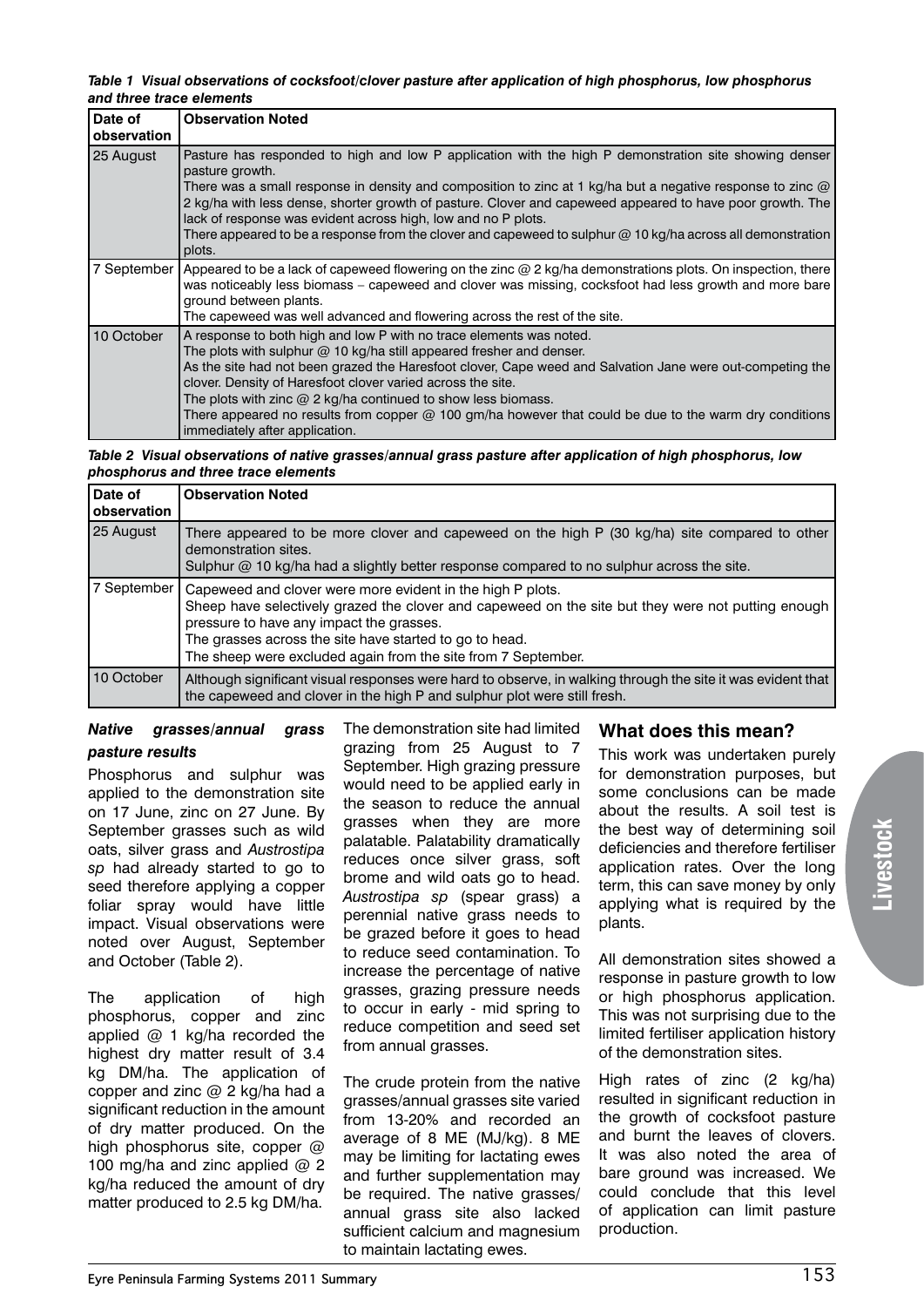*Table 1 Visual observations of cocksfoot/clover pasture after application of high phosphorus, low phosphorus and three trace elements*

| Date of observation | Observation Noted |
|---|---|
| 25 August | Pasture has responded to high and low P application with the high P demonstration site showing denser pasture growth.<br>There was a small response in density and composition to zinc at 1 kg/ha but a negative response to zinc @ 2 kg/ha with less dense, shorter growth of pasture. Clover and capeweed appeared to have poor growth. The lack of response was evident across high, low and no P plots.<br>There appeared to be a response from the clover and capeweed to sulphur @ 10 kg/ha across all demonstration plots. |
| 7 September | Appeared to be a lack of capeweed flowering on the zinc @ 2 kg/ha demonstrations plots. On inspection, there was noticeably less biomass – capeweed and clover was missing, cocksfoot had less growth and more bare ground between plants.<br>The capeweed was well advanced and flowering across the rest of the site. |
| 10 October | A response to both high and low P with no trace elements was noted.<br>The plots with sulphur @ 10 kg/ha still appeared fresher and denser.<br>As the site had not been grazed the Haresfoot clover, Cape weed and Salvation Jane were out-competing the clover. Density of Haresfoot clover varied across the site.<br>The plots with zinc @ 2 kg/ha continued to show less biomass.<br>There appeared no results from copper @ 100 gm/ha however that could be due to the warm dry conditions immediately after application. |

*Table 2 Visual observations of native grasses/annual grass pasture after application of high phosphorus, low phosphorus and three trace elements*

| Date of observation | Observation Noted |
|---|---|
| 25 August | There appeared to be more clover and capeweed on the high P (30 kg/ha) site compared to other demonstration sites.<br>Sulphur @ 10 kg/ha had a slightly better response compared to no sulphur across the site. |
| 7 September | Capeweed and clover were more evident in the high P plots.<br>Sheep have selectively grazed the clover and capeweed on the site but they were not putting enough pressure to have any impact the grasses.<br>The grasses across the site have started to go to head.<br>The sheep were excluded again from the site from 7 September. |
| 10 October | Although significant visual responses were hard to observe, in walking through the site it was evident that the capeweed and clover in the high P and sulphur plot were still fresh. |

### *Native grasses/annual grass pasture results*

Phosphorus and sulphur was applied to the demonstration site on 17 June, zinc on 27 June. By September grasses such as wild oats, silver grass and *Austrostipa sp* had already started to go to seed therefore applying a copper foliar spray would have little impact. Visual observations were noted over August, September and October (Table 2).

The application of high phosphorus, copper and zinc applied @ 1 kg/ha recorded the highest dry matter result of 3.4 kg DM/ha. The application of copper and zinc @ 2 kg/ha had a significant reduction in the amount of dry matter produced. On the high phosphorus site, copper @ 100 mg/ha and zinc applied @ 2 kg/ha reduced the amount of dry matter produced to 2.5 kg DM/ha.

The demonstration site had limited grazing from 25 August to 7 September. High grazing pressure would need to be applied early in the season to reduce the annual grasses when they are more palatable. Palatability dramatically reduces once silver grass, soft brome and wild oats go to head. *Austrostipa sp* (spear grass) a perennial native grass needs to be grazed before it goes to head to reduce seed contamination. To increase the percentage of native grasses, grazing pressure needs to occur in early - mid spring to reduce competition and seed set from annual grasses.

The crude protein from the native grasses/annual grasses site varied from 13-20% and recorded an average of 8 ME (MJ/kg). 8 ME may be limiting for lactating ewes and further supplementation may be required. The native grasses/annual grass site also lacked sufficient calcium and magnesium to maintain lactating ewes.

## What does this mean?

This work was undertaken purely for demonstration purposes, but some conclusions can be made about the results. A soil test is the best way of determining soil deficiencies and therefore fertiliser application rates. Over the long term, this can save money by only applying what is required by the plants.

All demonstration sites showed a response in pasture growth to low or high phosphorus application. This was not surprising due to the limited fertiliser application history of the demonstration sites.

High rates of zinc (2 kg/ha) resulted in significant reduction in the growth of cocksfoot pasture and burnt the leaves of clovers. It was also noted the area of bare ground was increased. We could conclude that this level of application can limit pasture production.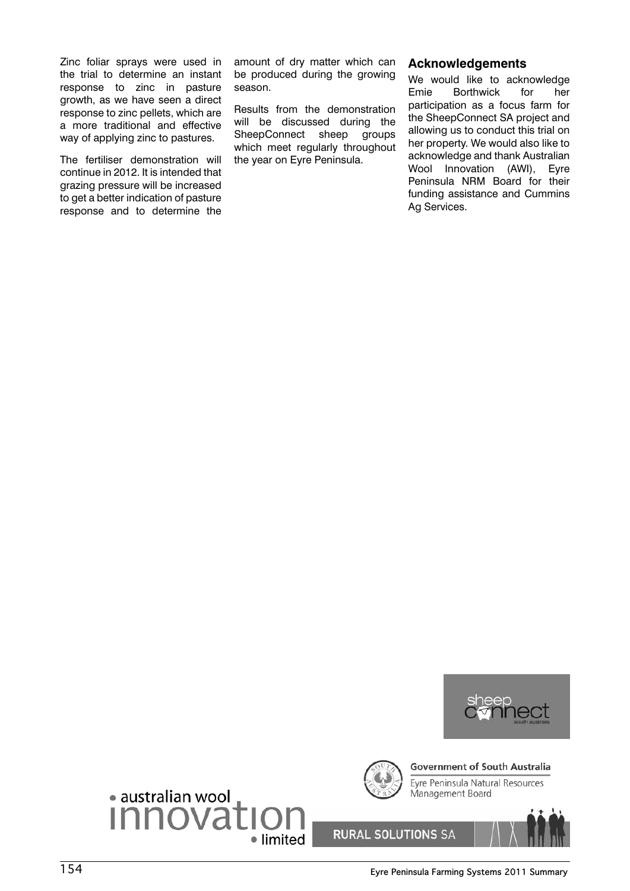Zinc foliar sprays were used in the trial to determine an instant response to zinc in pasture growth, as we have seen a direct response to zinc pellets, which are a more traditional and effective way of applying zinc to pastures.

The fertiliser demonstration will continue in 2012. It is intended that grazing pressure will be increased to get a better indication of pasture response and to determine the amount of dry matter which can be produced during the growing season.

Results from the demonstration will be discussed during the SheepConnect sheep groups which meet regularly throughout the year on Eyre Peninsula.

## Acknowledgements

We would like to acknowledge Emie Borthwick for her participation as a focus farm for the SheepConnect SA project and allowing us to conduct this trial on her property. We would also like to acknowledge and thank Australian Wool Innovation (AWI), Eyre Peninsula NRM Board for their funding assistance and Cummins Ag Services.